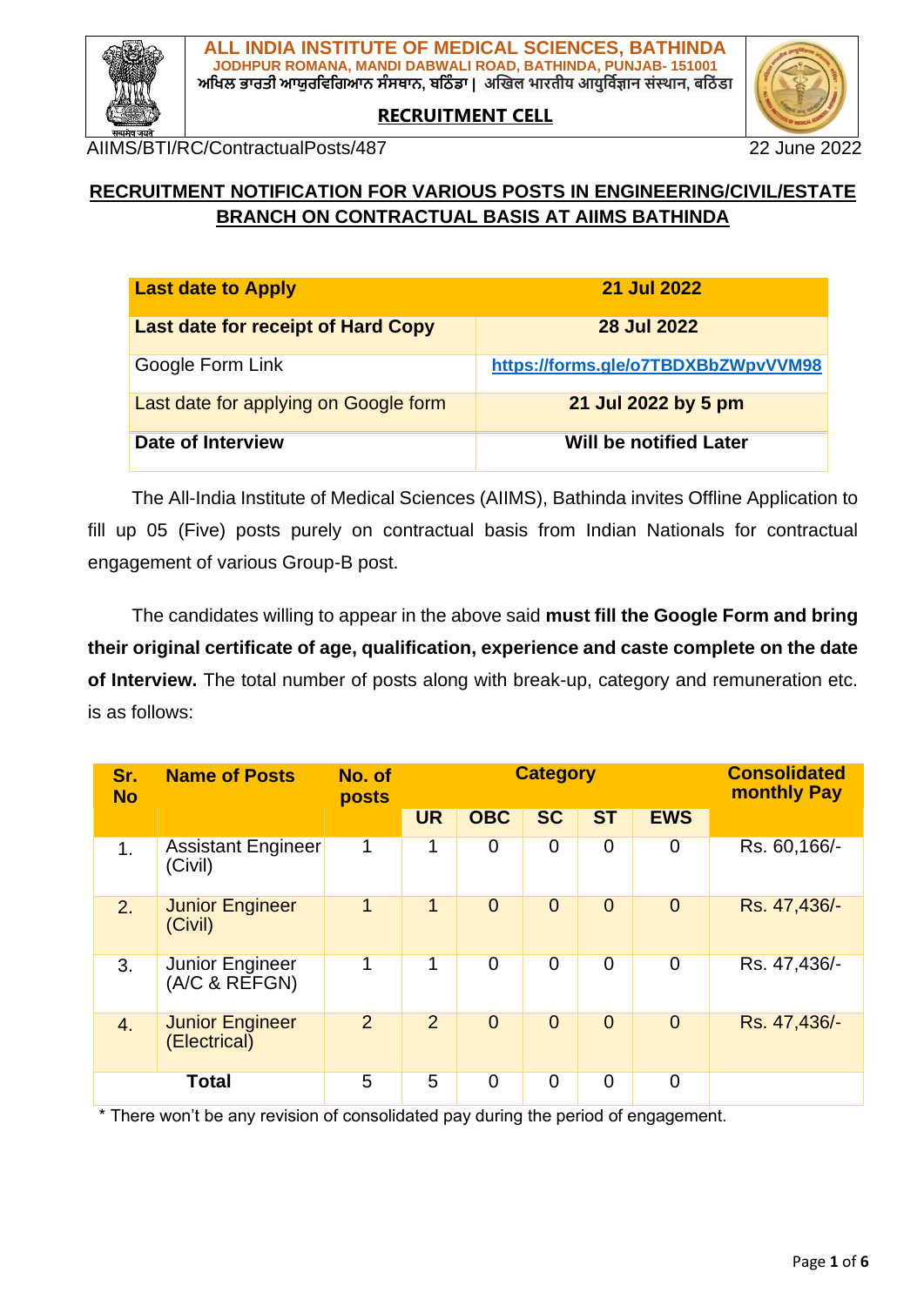**ALL INDIA INSTITUTE OF MEDICAL SCIENCES, BATHINDA**
**JODHPUR ROMANA, MANDI DABWALI ROAD, BATHINDA, PUNJAB- 151001**
**ਅਖਿਲ ਭਾਰਤੀ ਆਯੁਰਵਿਗਿਆਨ ਸੰਸਥਾਨ, ਬਠਿੰਡਾ | अखिल भारतीय आयुर्विज्ञान संस्थान, बठिंडा**

**RECRUITMENT CELL**

AIIMS/BTI/RC/ContractualPosts/487 22 June 2022

## RECRUITMENT NOTIFICATION FOR VARIOUS POSTS IN ENGINEERING/CIVIL/ESTATE BRANCH ON CONTRACTUAL BASIS AT AIIMS BATHINDA

| **Last date to Apply** | **21 Jul 2022** |
|---|---|
| **Last date for receipt of Hard Copy** | **28 Jul 2022** |
| Google Form Link | **https://forms.gle/o7TBDXBbZWpvVVM98** |
| Last date for applying on Google form | **21 Jul 2022 by 5 pm** |
| **Date of Interview** | **Will be notified Later** |

The All-India Institute of Medical Sciences (AIIMS), Bathinda invites Offline Application to fill up 05 (Five) posts purely on contractual basis from Indian Nationals for contractual engagement of various Group-B post.

The candidates willing to appear in the above said **must fill the Google Form and bring their original certificate of age, qualification, experience and caste complete on the date of Interview.** The total number of posts along with break-up, category and remuneration etc. is as follows:

| Sr. No | Name of Posts | No. of posts | Category | | | | | Consolidated monthly Pay |
|---|---|---|---|---|---|---|---|---|
| | | | UR | OBC | SC | ST | EWS | |
| 1. | Assistant Engineer (Civil) | 1 | 1 | 0 | 0 | 0 | 0 | Rs. 60,166/- |
| 2. | Junior Engineer (Civil) | 1 | 1 | 0 | 0 | 0 | 0 | Rs. 47,436/- |
| 3. | Junior Engineer (A/C & REFGN) | 1 | 1 | 0 | 0 | 0 | 0 | Rs. 47,436/- |
| 4. | Junior Engineer (Electrical) | 2 | 2 | 0 | 0 | 0 | 0 | Rs. 47,436/- |
| Total | | 5 | 5 | 0 | 0 | 0 | 0 | |

\* There won't be any revision of consolidated pay during the period of engagement.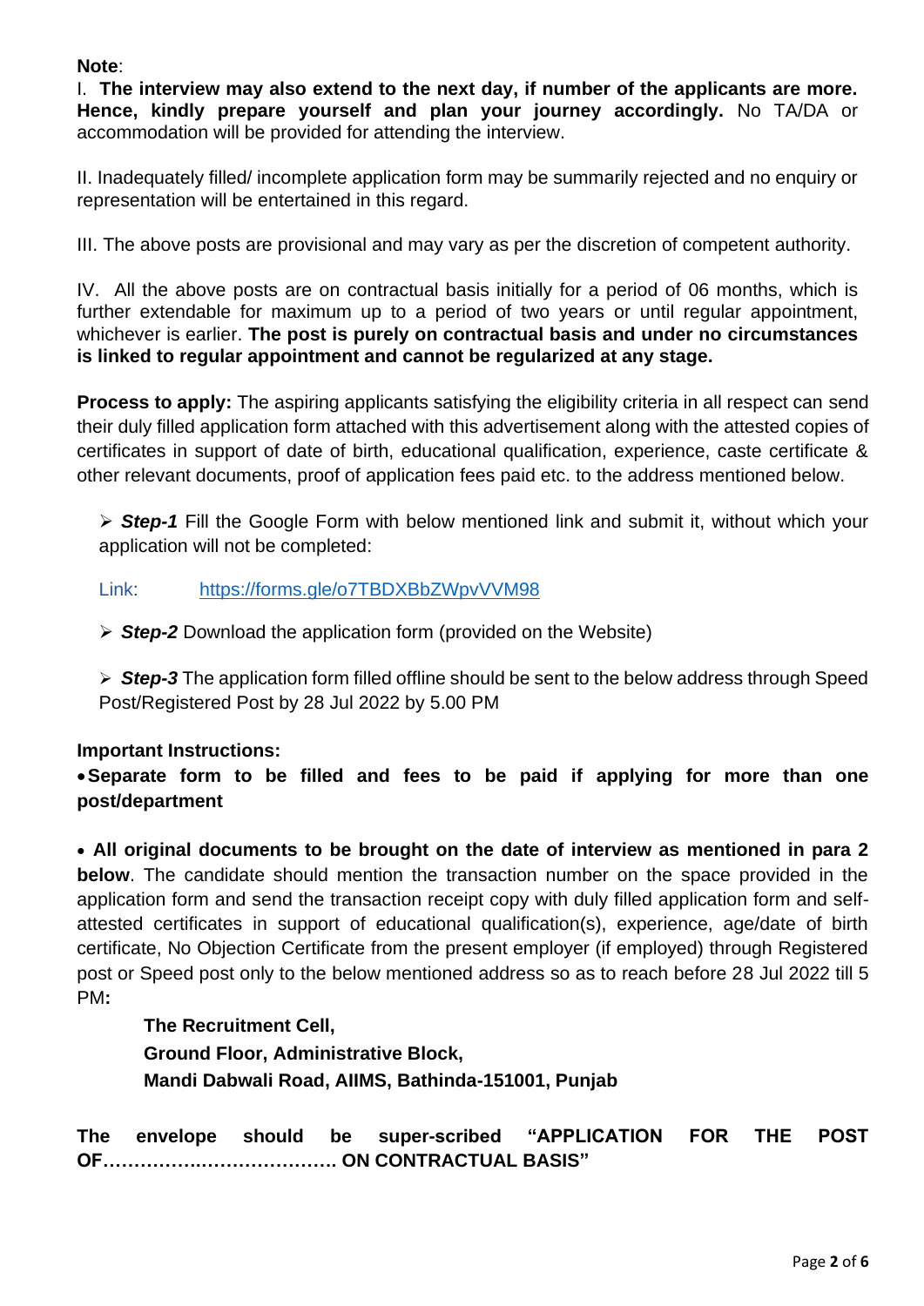**Note**:

I. **The interview may also extend to the next day, if number of the applicants are more. Hence, kindly prepare yourself and plan your journey accordingly.** No TA/DA or accommodation will be provided for attending the interview.

II. Inadequately filled/ incomplete application form may be summarily rejected and no enquiry or representation will be entertained in this regard.

III. The above posts are provisional and may vary as per the discretion of competent authority.

IV. All the above posts are on contractual basis initially for a period of 06 months, which is further extendable for maximum up to a period of two years or until regular appointment, whichever is earlier. **The post is purely on contractual basis and under no circumstances is linked to regular appointment and cannot be regularized at any stage.**

**Process to apply:** The aspiring applicants satisfying the eligibility criteria in all respect can send their duly filled application form attached with this advertisement along with the attested copies of certificates in support of date of birth, educational qualification, experience, caste certificate & other relevant documents, proof of application fees paid etc. to the address mentioned below.

- ***Step-1*** Fill the Google Form with below mentioned link and submit it, without which your application will not be completed:

  Link: https://forms.gle/o7TBDXBbZWpvVVM98

- ***Step-2*** Download the application form (provided on the Website)

- ***Step-3*** The application form filled offline should be sent to the below address through Speed Post/Registered Post by 28 Jul 2022 by 5.00 PM

**Important Instructions:**

- **Separate form to be filled and fees to be paid if applying for more than one post/department**

- **All original documents to be brought on the date of interview as mentioned in para 2 below**. The candidate should mention the transaction number on the space provided in the application form and send the transaction receipt copy with duly filled application form and self-attested certificates in support of educational qualification(s), experience, age/date of birth certificate, No Objection Certificate from the present employer (if employed) through Registered post or Speed post only to the below mentioned address so as to reach before 28 Jul 2022 till 5 PM**:**

  **The Recruitment Cell,**
  **Ground Floor, Administrative Block,**
  **Mandi Dabwali Road, AIIMS, Bathinda-151001, Punjab**

**The envelope should be super-scribed "APPLICATION FOR THE POST OF………………………………. ON CONTRACTUAL BASIS"**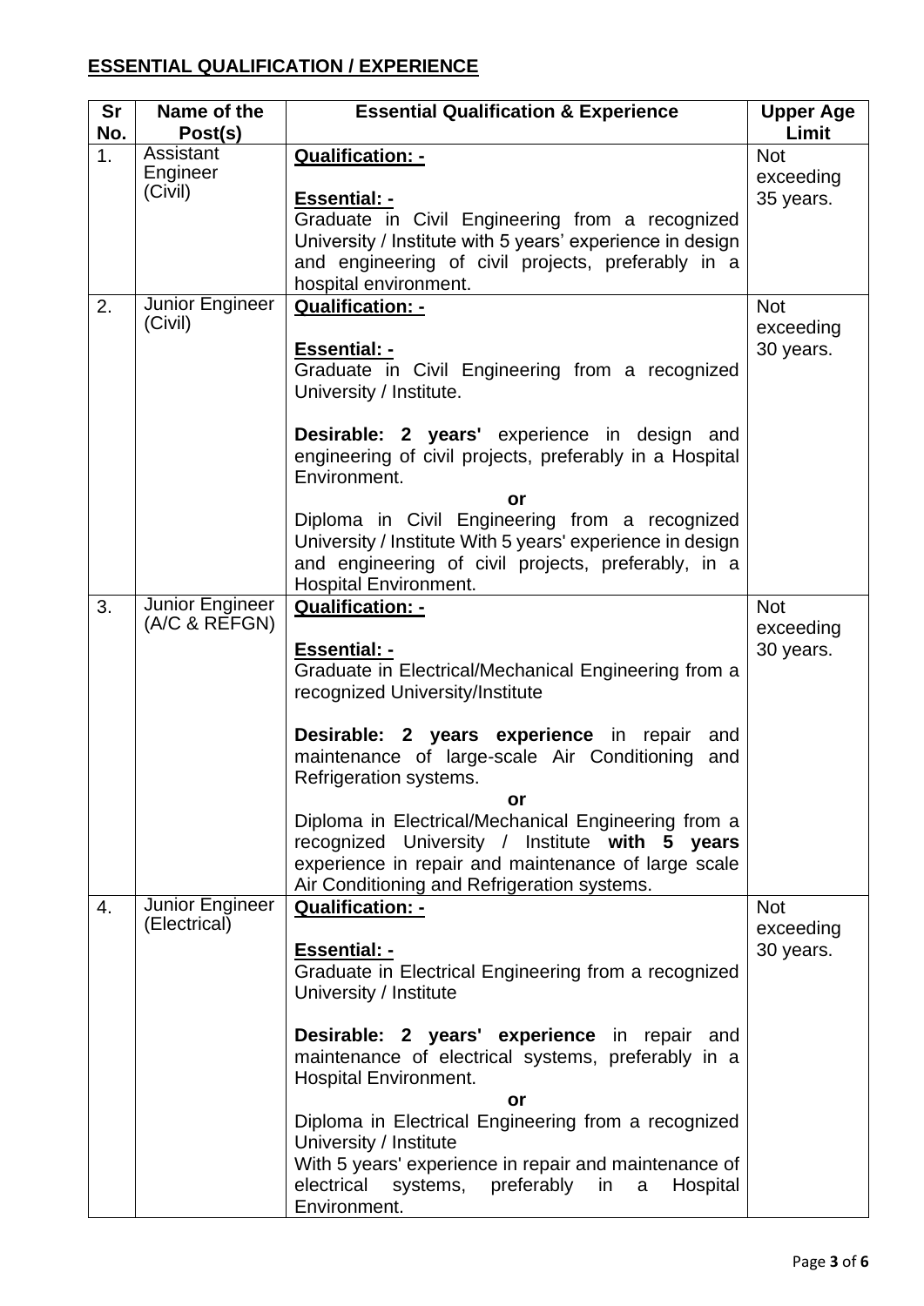**ESSENTIAL QUALIFICATION / EXPERIENCE**

| Sr No. | Name of the Post(s) | Essential Qualification & Experience | Upper Age Limit |
|---|---|---|---|
| 1. | Assistant Engineer (Civil) | **Qualification: -**<br><br>**Essential: -**<br>Graduate in Civil Engineering from a recognized University / Institute with 5 years' experience in design and engineering of civil projects, preferably in a hospital environment. | Not exceeding 35 years. |
| 2. | Junior Engineer (Civil) | **Qualification: -**<br><br>**Essential: -**<br>Graduate in Civil Engineering from a recognized University / Institute.<br><br>**Desirable: 2 years'** experience in design and engineering of civil projects, preferably in a Hospital Environment.<br>**or**<br>Diploma in Civil Engineering from a recognized University / Institute With 5 years' experience in design and engineering of civil projects, preferably, in a Hospital Environment. | Not exceeding 30 years. |
| 3. | Junior Engineer (A/C & REFGN) | **Qualification: -**<br><br>**Essential: -**<br>Graduate in Electrical/Mechanical Engineering from a recognized University/Institute<br><br>**Desirable: 2 years experience** in repair and maintenance of large-scale Air Conditioning and Refrigeration systems.<br>**or**<br>Diploma in Electrical/Mechanical Engineering from a recognized University / Institute **with 5 years** experience in repair and maintenance of large scale Air Conditioning and Refrigeration systems. | Not exceeding 30 years. |
| 4. | Junior Engineer (Electrical) | **Qualification: -**<br><br>**Essential: -**<br>Graduate in Electrical Engineering from a recognized University / Institute<br><br>**Desirable: 2 years' experience** in repair and maintenance of electrical systems, preferably in a Hospital Environment.<br>**or**<br>Diploma in Electrical Engineering from a recognized University / Institute<br>With 5 years' experience in repair and maintenance of electrical systems, preferably in a Hospital Environment. | Not exceeding 30 years. |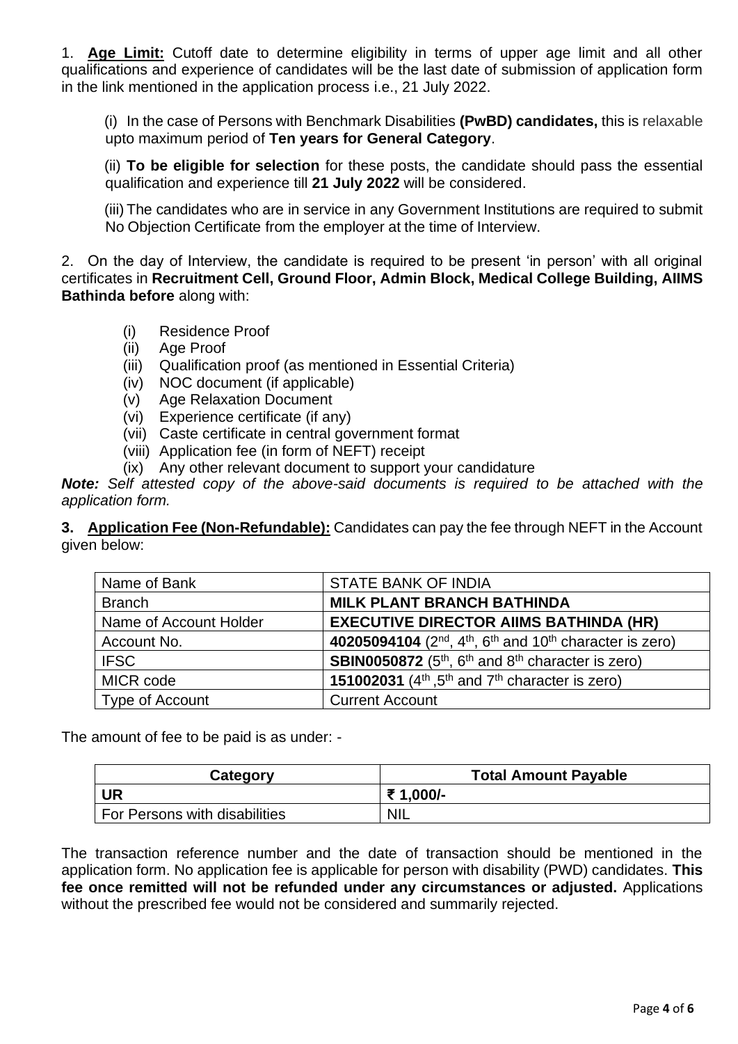1. **Age Limit:** Cutoff date to determine eligibility in terms of upper age limit and all other qualifications and experience of candidates will be the last date of submission of application form in the link mentioned in the application process i.e., 21 July 2022.

   (i) In the case of Persons with Benchmark Disabilities **(PwBD) candidates,** this is relaxable upto maximum period of **Ten years for General Category**.

   (ii) **To be eligible for selection** for these posts, the candidate should pass the essential qualification and experience till **21 July 2022** will be considered.

   (iii) The candidates who are in service in any Government Institutions are required to submit No Objection Certificate from the employer at the time of Interview.

2. On the day of Interview, the candidate is required to be present 'in person' with all original certificates in **Recruitment Cell, Ground Floor, Admin Block, Medical College Building, AIIMS Bathinda before** along with:

   (i) Residence Proof
   (ii) Age Proof
   (iii) Qualification proof (as mentioned in Essential Criteria)
   (iv) NOC document (if applicable)
   (v) Age Relaxation Document
   (vi) Experience certificate (if any)
   (vii) Caste certificate in central government format
   (viii) Application fee (in form of NEFT) receipt
   (ix) Any other relevant document to support your candidature

***Note:*** *Self attested copy of the above-said documents is required to be attached with the application form.*

**3. Application Fee (Non-Refundable):** Candidates can pay the fee through NEFT in the Account given below:

| Name of Bank | STATE BANK OF INDIA |
|---|---|
| Branch | **MILK PLANT BRANCH BATHINDA** |
| Name of Account Holder | **EXECUTIVE DIRECTOR AIIMS BATHINDA (HR)** |
| Account No. | **40205094104** (2nd, 4th, 6th and 10th character is zero) |
| IFSC | **SBIN0050872** (5th, 6th and 8th character is zero) |
| MICR code | **151002031** (4th ,5th and 7th character is zero) |
| Type of Account | Current Account |

The amount of fee to be paid is as under: -

| Category | Total Amount Payable |
|---|---|
| **UR** | **₹ 1,000/-** |
| For Persons with disabilities | NIL |

The transaction reference number and the date of transaction should be mentioned in the application form. No application fee is applicable for person with disability (PWD) candidates. **This fee once remitted will not be refunded under any circumstances or adjusted.** Applications without the prescribed fee would not be considered and summarily rejected.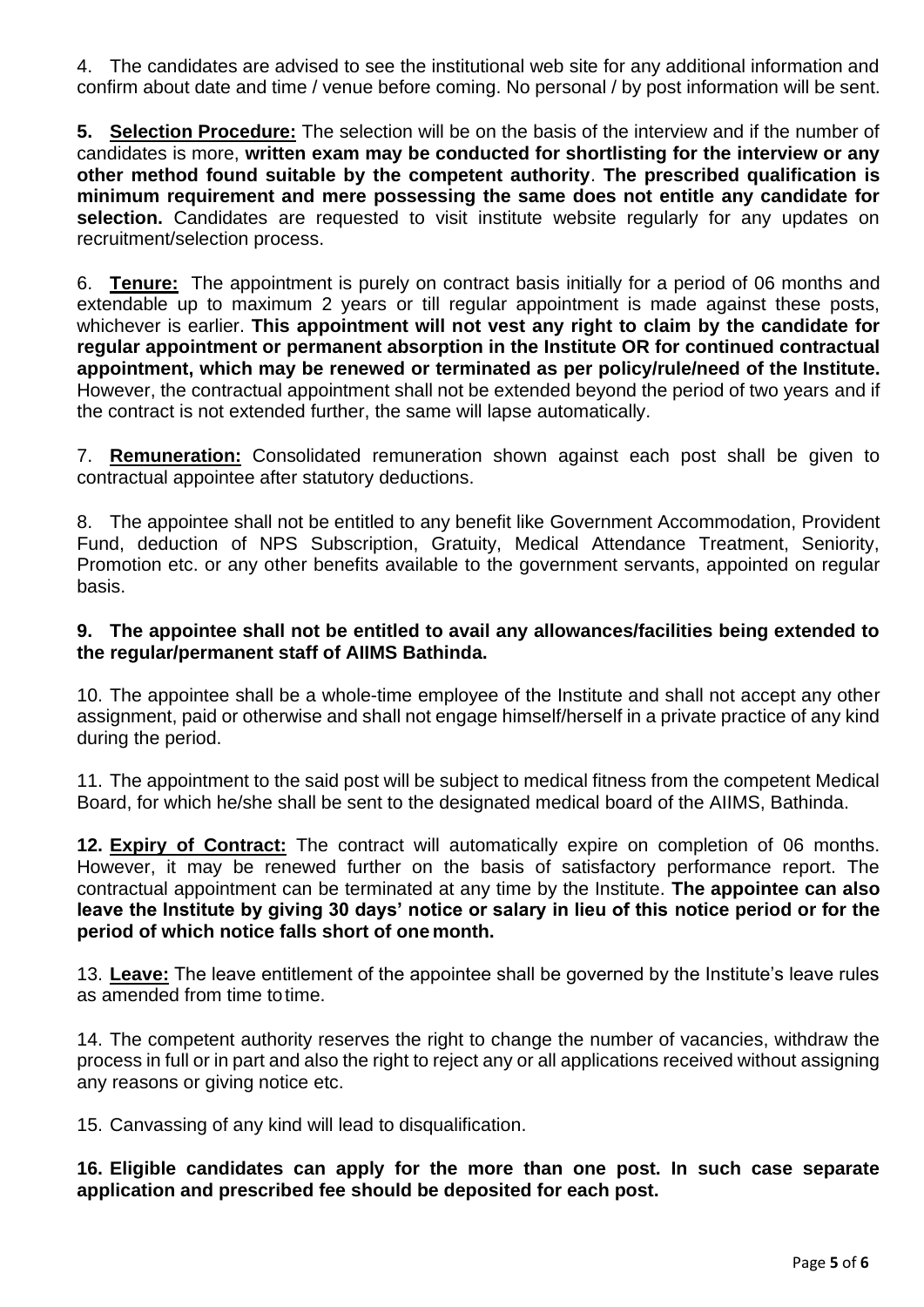4. The candidates are advised to see the institutional web site for any additional information and confirm about date and time / venue before coming. No personal / by post information will be sent.

**5. Selection Procedure:** The selection will be on the basis of the interview and if the number of candidates is more, **written exam may be conducted for shortlisting for the interview or any other method found suitable by the competent authority**. **The prescribed qualification is minimum requirement and mere possessing the same does not entitle any candidate for selection.** Candidates are requested to visit institute website regularly for any updates on recruitment/selection process.

6. **Tenure:** The appointment is purely on contract basis initially for a period of 06 months and extendable up to maximum 2 years or till regular appointment is made against these posts, whichever is earlier. **This appointment will not vest any right to claim by the candidate for regular appointment or permanent absorption in the Institute OR for continued contractual appointment, which may be renewed or terminated as per policy/rule/need of the Institute.** However, the contractual appointment shall not be extended beyond the period of two years and if the contract is not extended further, the same will lapse automatically.

7. **Remuneration:** Consolidated remuneration shown against each post shall be given to contractual appointee after statutory deductions.

8. The appointee shall not be entitled to any benefit like Government Accommodation, Provident Fund, deduction of NPS Subscription, Gratuity, Medical Attendance Treatment, Seniority, Promotion etc. or any other benefits available to the government servants, appointed on regular basis.

**9. The appointee shall not be entitled to avail any allowances/facilities being extended to the regular/permanent staff of AIIMS Bathinda.**

10. The appointee shall be a whole-time employee of the Institute and shall not accept any other assignment, paid or otherwise and shall not engage himself/herself in a private practice of any kind during the period.

11. The appointment to the said post will be subject to medical fitness from the competent Medical Board, for which he/she shall be sent to the designated medical board of the AIIMS, Bathinda.

**12. Expiry of Contract:** The contract will automatically expire on completion of 06 months. However, it may be renewed further on the basis of satisfactory performance report. The contractual appointment can be terminated at any time by the Institute. **The appointee can also leave the Institute by giving 30 days' notice or salary in lieu of this notice period or for the period of which notice falls short of one month.**

13. **Leave:** The leave entitlement of the appointee shall be governed by the Institute's leave rules as amended from time to time.

14. The competent authority reserves the right to change the number of vacancies, withdraw the process in full or in part and also the right to reject any or all applications received without assigning any reasons or giving notice etc.

15. Canvassing of any kind will lead to disqualification.

**16. Eligible candidates can apply for the more than one post. In such case separate application and prescribed fee should be deposited for each post.**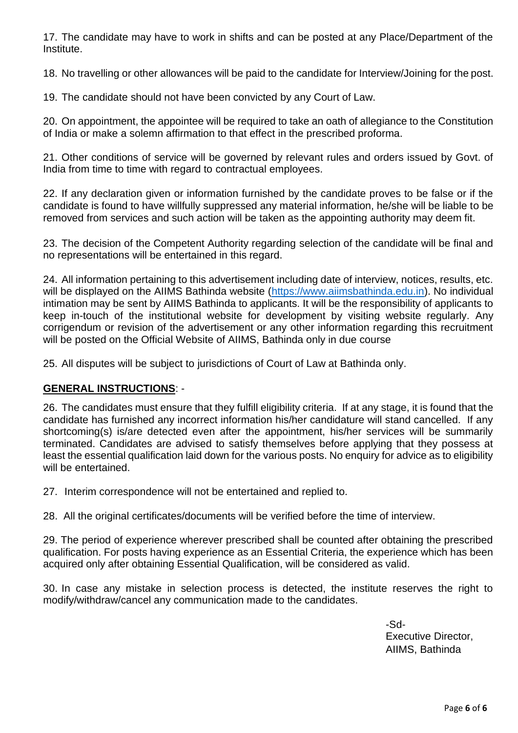17. The candidate may have to work in shifts and can be posted at any Place/Department of the Institute.

18. No travelling or other allowances will be paid to the candidate for Interview/Joining for the post.

19. The candidate should not have been convicted by any Court of Law.

20. On appointment, the appointee will be required to take an oath of allegiance to the Constitution of India or make a solemn affirmation to that effect in the prescribed proforma.

21. Other conditions of service will be governed by relevant rules and orders issued by Govt. of India from time to time with regard to contractual employees.

22. If any declaration given or information furnished by the candidate proves to be false or if the candidate is found to have willfully suppressed any material information, he/she will be liable to be removed from services and such action will be taken as the appointing authority may deem fit.

23. The decision of the Competent Authority regarding selection of the candidate will be final and no representations will be entertained in this regard.

24. All information pertaining to this advertisement including date of interview, notices, results, etc. will be displayed on the AIIMS Bathinda website (https://www.aiimsbathinda.edu.in). No individual intimation may be sent by AIIMS Bathinda to applicants. It will be the responsibility of applicants to keep in-touch of the institutional website for development by visiting website regularly. Any corrigendum or revision of the advertisement or any other information regarding this recruitment will be posted on the Official Website of AIIMS, Bathinda only in due course

25. All disputes will be subject to jurisdictions of Court of Law at Bathinda only.

**GENERAL INSTRUCTIONS**: -

26. The candidates must ensure that they fulfill eligibility criteria. If at any stage, it is found that the candidate has furnished any incorrect information his/her candidature will stand cancelled. If any shortcoming(s) is/are detected even after the appointment, his/her services will be summarily terminated. Candidates are advised to satisfy themselves before applying that they possess at least the essential qualification laid down for the various posts. No enquiry for advice as to eligibility will be entertained.

27. Interim correspondence will not be entertained and replied to.

28. All the original certificates/documents will be verified before the time of interview.

29. The period of experience wherever prescribed shall be counted after obtaining the prescribed qualification. For posts having experience as an Essential Criteria, the experience which has been acquired only after obtaining Essential Qualification, will be considered as valid.

30. In case any mistake in selection process is detected, the institute reserves the right to modify/withdraw/cancel any communication made to the candidates.

-Sd-
Executive Director,
AIIMS, Bathinda